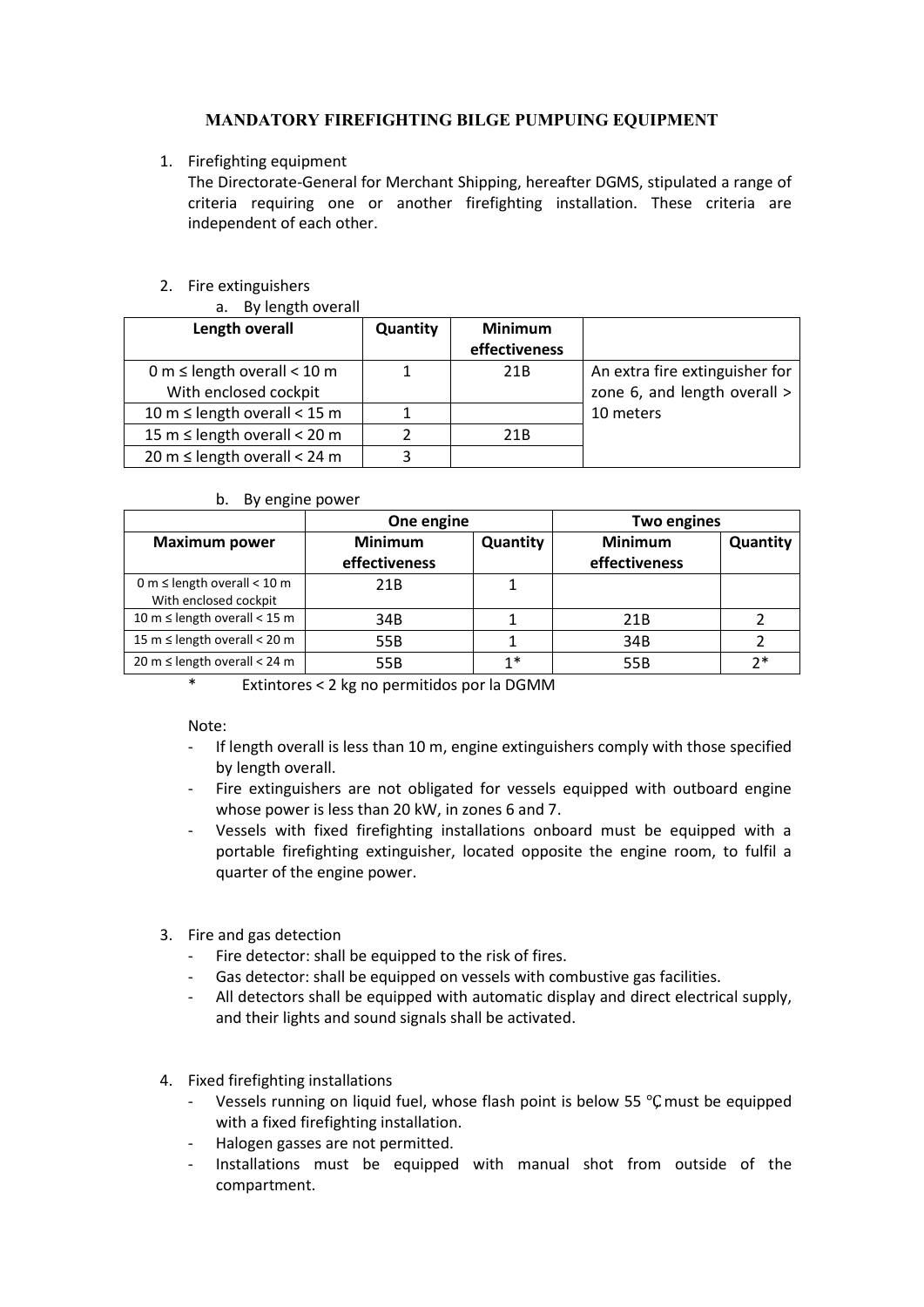# MANDATORY FIREFIGHTING BILGE PUMPUING EQUIPMENT

1. Firefighting equipment

   The Directorate-General for Merchant Shipping, hereafter DGMS, stipulated a range of criteria requiring one or another firefighting installation. These criteria are independent of each other.

2. Fire extinguishers

   a. By length overall

| Length overall | Quantity | Minimum effectiveness | |
|---|---|---|---|
| 0 m ≤ length overall < 10 m With enclosed cockpit | 1 | 21B | An extra fire extinguisher for zone 6, and length overall > 10 meters |
| 10 m ≤ length overall < 15 m | 1 | | |
| 15 m ≤ length overall < 20 m | 2 | 21B | |
| 20 m ≤ length overall < 24 m | 3 | | |

   b. By engine power

| | One engine | | Two engines | |
|---|---|---|---|---|
| **Maximum power** | **Minimum effectiveness** | **Quantity** | **Minimum effectiveness** | **Quantity** |
| 0 m ≤ length overall < 10 m With enclosed cockpit | 21B | 1 | | |
| 10 m ≤ length overall < 15 m | 34B | 1 | 21B | 2 |
| 15 m ≤ length overall < 20 m | 55B | 1 | 34B | 2 |
| 20 m ≤ length overall < 24 m | 55B | 1* | 55B | 2* |

   \* Extintores < 2 kg no permitidos por la DGMM

   Note:

   - If length overall is less than 10 m, engine extinguishers comply with those specified by length overall.
   - Fire extinguishers are not obligated for vessels equipped with outboard engine whose power is less than 20 kW, in zones 6 and 7.
   - Vessels with fixed firefighting installations onboard must be equipped with a portable firefighting extinguisher, located opposite the engine room, to fulfil a quarter of the engine power.

3. Fire and gas detection

   - Fire detector: shall be equipped to the risk of fires.
   - Gas detector: shall be equipped on vessels with combustive gas facilities.
   - All detectors shall be equipped with automatic display and direct electrical supply, and their lights and sound signals shall be activated.

4. Fixed firefighting installations

   - Vessels running on liquid fuel, whose flash point is below 55 ℃ must be equipped with a fixed firefighting installation.
   - Halogen gasses are not permitted.
   - Installations must be equipped with manual shot from outside of the compartment.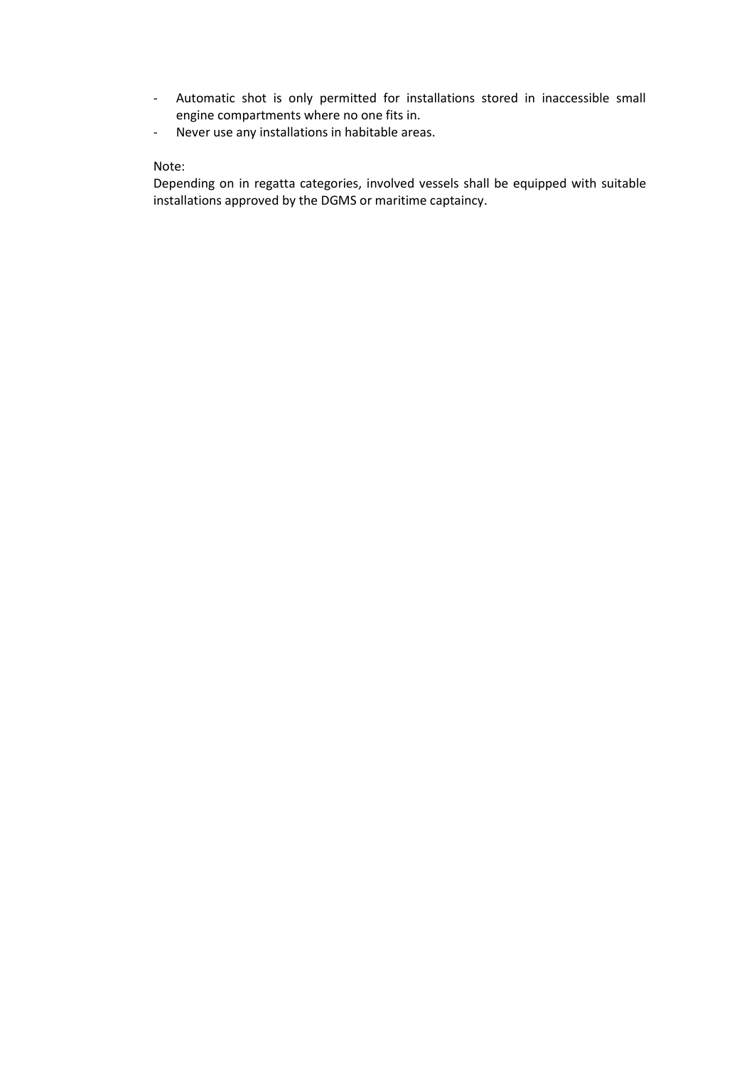- Automatic shot is only permitted for installations stored in inaccessible small engine compartments where no one fits in.
- Never use any installations in habitable areas.

Note:
Depending on in regatta categories, involved vessels shall be equipped with suitable installations approved by the DGMS or maritime captaincy.